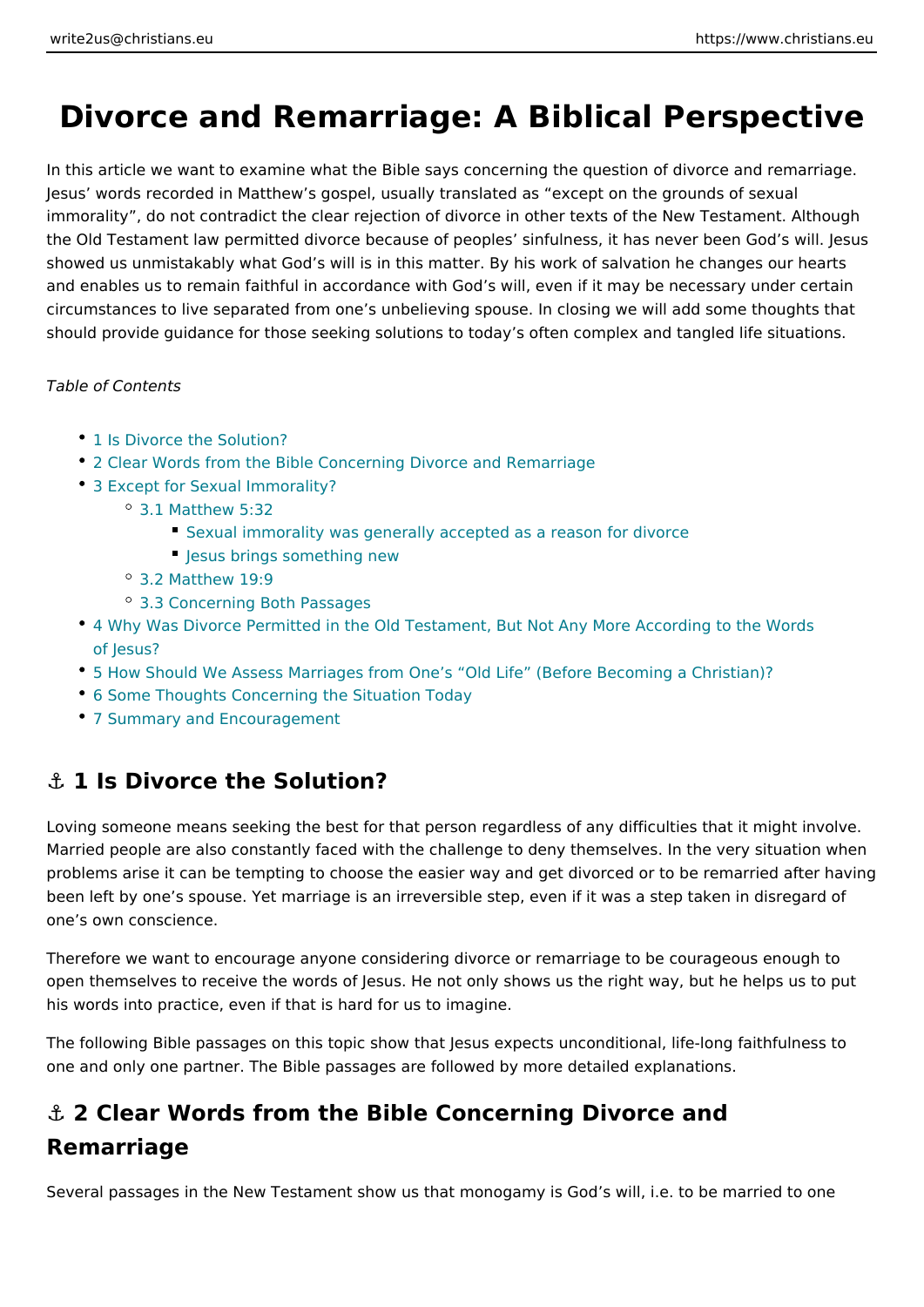# Divorce and Remarriage: A Biblical Perspective

In this article we want to examine what the Bible says concerning the question of divorce and remarriage. Jesus' words recorded in Matthew's gospel, usually translated as "except on the grounds of sexual immorality", do not contradict the clear rejection of divorce in other texts of the New Testament. Although the Old Testament law permitted divorce because of peoples' sinfulness, it has never been God's will. Jesus showed us unmistakably what God's will is in this matter. By his work of salvation he changes our hearts and enables us to remain faithful in accordance with God's will, even if it may be necessary under certain circumstances to live separated from one's unbelieving spouse. In closing we will add some thoughts that should provide guidance for those seeking solutions to today's often complex and tangled life situations.

*Table of Contents*

- 1 Is Divorce the Solution?
- 2 Clear Words from the Bible Concerning Divorce and Remarriage
- 3 Except for Sexual Immorality?
  - 3.1 Matthew 5:32
    - Sexual immorality was generally accepted as a reason for divorce
    - Jesus brings something new
  - 3.2 Matthew 19:9
  - 3.3 Concerning Both Passages
- 4 Why Was Divorce Permitted in the Old Testament, But Not Any More According to the Words of Jesus?
- 5 How Should We Assess Marriages from One's "Old Life" (Before Becoming a Christian)?
- 6 Some Thoughts Concerning the Situation Today
- 7 Summary and Encouragement

## ⚓ 1 Is Divorce the Solution?

Loving someone means seeking the best for that person regardless of any difficulties that it might involve. Married people are also constantly faced with the challenge to deny themselves. In the very situation when problems arise it can be tempting to choose the easier way and get divorced or to be remarried after having been left by one's spouse. Yet marriage is an irreversible step, even if it was a step taken in disregard of one's own conscience.

Therefore we want to encourage anyone considering divorce or remarriage to be courageous enough to open themselves to receive the words of Jesus. He not only shows us the right way, but he helps us to put his words into practice, even if that is hard for us to imagine.

The following Bible passages on this topic show that Jesus expects unconditional, life-long faithfulness to one and only one partner. The Bible passages are followed by more detailed explanations.

## ⚓ 2 Clear Words from the Bible Concerning Divorce and Remarriage

Several passages in the New Testament show us that monogamy is God's will, i.e. to be married to one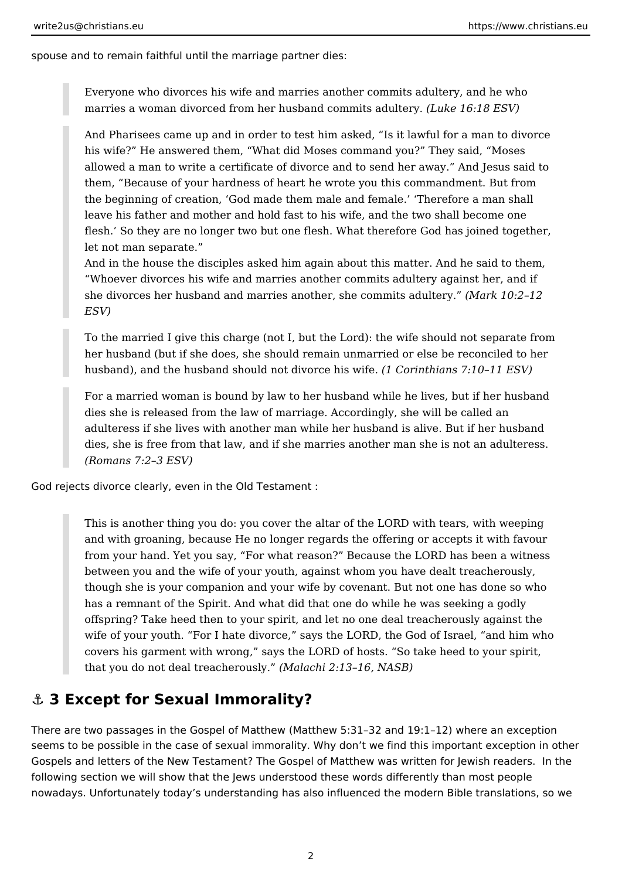spouse and to remain faithful until the marriage partner dies:

> Everyone who divorces his wife and marries another commits adultery, and he who marries a woman divorced from her husband commits adultery. *(Luke 16:18 ESV)*

> And Pharisees came up and in order to test him asked, "Is it lawful for a man to divorce his wife?" He answered them, "What did Moses command you?" They said, "Moses allowed a man to write a certificate of divorce and to send her away." And Jesus said to them, "Because of your hardness of heart he wrote you this commandment. But from the beginning of creation, 'God made them male and female.' 'Therefore a man shall leave his father and mother and hold fast to his wife, and the two shall become one flesh.' So they are no longer two but one flesh. What therefore God has joined together, let not man separate."
> And in the house the disciples asked him again about this matter. And he said to them, "Whoever divorces his wife and marries another commits adultery against her, and if she divorces her husband and marries another, she commits adultery." *(Mark 10:2–12 ESV)*

> To the married I give this charge (not I, but the Lord): the wife should not separate from her husband (but if she does, she should remain unmarried or else be reconciled to her husband), and the husband should not divorce his wife. *(1 Corinthians 7:10–11 ESV)*

> For a married woman is bound by law to her husband while he lives, but if her husband dies she is released from the law of marriage. Accordingly, she will be called an adulteress if she lives with another man while her husband is alive. But if her husband dies, she is free from that law, and if she marries another man she is not an adulteress. *(Romans 7:2–3 ESV)*

God rejects divorce clearly, even in the Old Testament :

> This is another thing you do: you cover the altar of the LORD with tears, with weeping and with groaning, because He no longer regards the offering or accepts it with favour from your hand. Yet you say, "For what reason?" Because the LORD has been a witness between you and the wife of your youth, against whom you have dealt treacherously, though she is your companion and your wife by covenant. But not one has done so who has a remnant of the Spirit. And what did that one do while he was seeking a godly offspring? Take heed then to your spirit, and let no one deal treacherously against the wife of your youth. "For I hate divorce," says the LORD, the God of Israel, "and him who covers his garment with wrong," says the LORD of hosts. "So take heed to your spirit, that you do not deal treacherously." *(Malachi 2:13–16, NASB)*

## ⚓ 3 Except for Sexual Immorality?

There are two passages in the Gospel of Matthew (Matthew 5:31–32 and 19:1–12) where an exception seems to be possible in the case of sexual immorality. Why don't we find this important exception in other Gospels and letters of the New Testament? The Gospel of Matthew was written for Jewish readers. In the following section we will show that the Jews understood these words differently than most people nowadays. Unfortunately today's understanding has also influenced the modern Bible translations, so we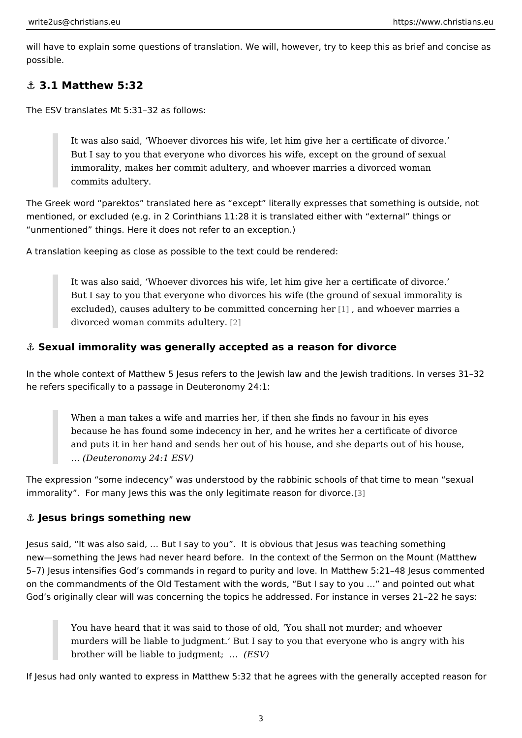will have to explain some questions of translation. We will, however, try to keep this as brief and concise as possible.

### ⚓ 3.1 Matthew 5:32

The ESV translates Mt 5:31–32 as follows:

> It was also said, 'Whoever divorces his wife, let him give her a certificate of divorce.' But I say to you that everyone who divorces his wife, except on the ground of sexual immorality, makes her commit adultery, and whoever marries a divorced woman commits adultery.

The Greek word "parektos" translated here as "except" literally expresses that something is outside, not mentioned, or excluded (e.g. in 2 Corinthians 11:28 it is translated either with "external" things or "unmentioned" things. Here it does not refer to an exception.)

A translation keeping as close as possible to the text could be rendered:

> It was also said, 'Whoever divorces his wife, let him give her a certificate of divorce.' But I say to you that everyone who divorces his wife (the ground of sexual immorality is excluded), causes adultery to be committed concerning her [1] , and whoever marries a divorced woman commits adultery. [2]

#### ⚓ Sexual immorality was generally accepted as a reason for divorce

In the whole context of Matthew 5 Jesus refers to the Jewish law and the Jewish traditions. In verses 31–32 he refers specifically to a passage in Deuteronomy 24:1:

> When a man takes a wife and marries her, if then she finds no favour in his eyes because he has found some indecency in her, and he writes her a certificate of divorce and puts it in her hand and sends her out of his house, and she departs out of his house, … *(Deuteronomy 24:1 ESV)*

The expression "some indecency" was understood by the rabbinic schools of that time to mean "sexual immorality". For many Jews this was the only legitimate reason for divorce.[3]

#### ⚓ Jesus brings something new

Jesus said, "It was also said, … But I say to you". It is obvious that Jesus was teaching something new—something the Jews had never heard before. In the context of the Sermon on the Mount (Matthew 5–7) Jesus intensifies God's commands in regard to purity and love. In Matthew 5:21–48 Jesus commented on the commandments of the Old Testament with the words, "But I say to you …" and pointed out what God's originally clear will was concerning the topics he addressed. For instance in verses 21–22 he says:

> You have heard that it was said to those of old, 'You shall not murder; and whoever murders will be liable to judgment.' But I say to you that everyone who is angry with his brother will be liable to judgment; … *(ESV)*

If Jesus had only wanted to express in Matthew 5:32 that he agrees with the generally accepted reason for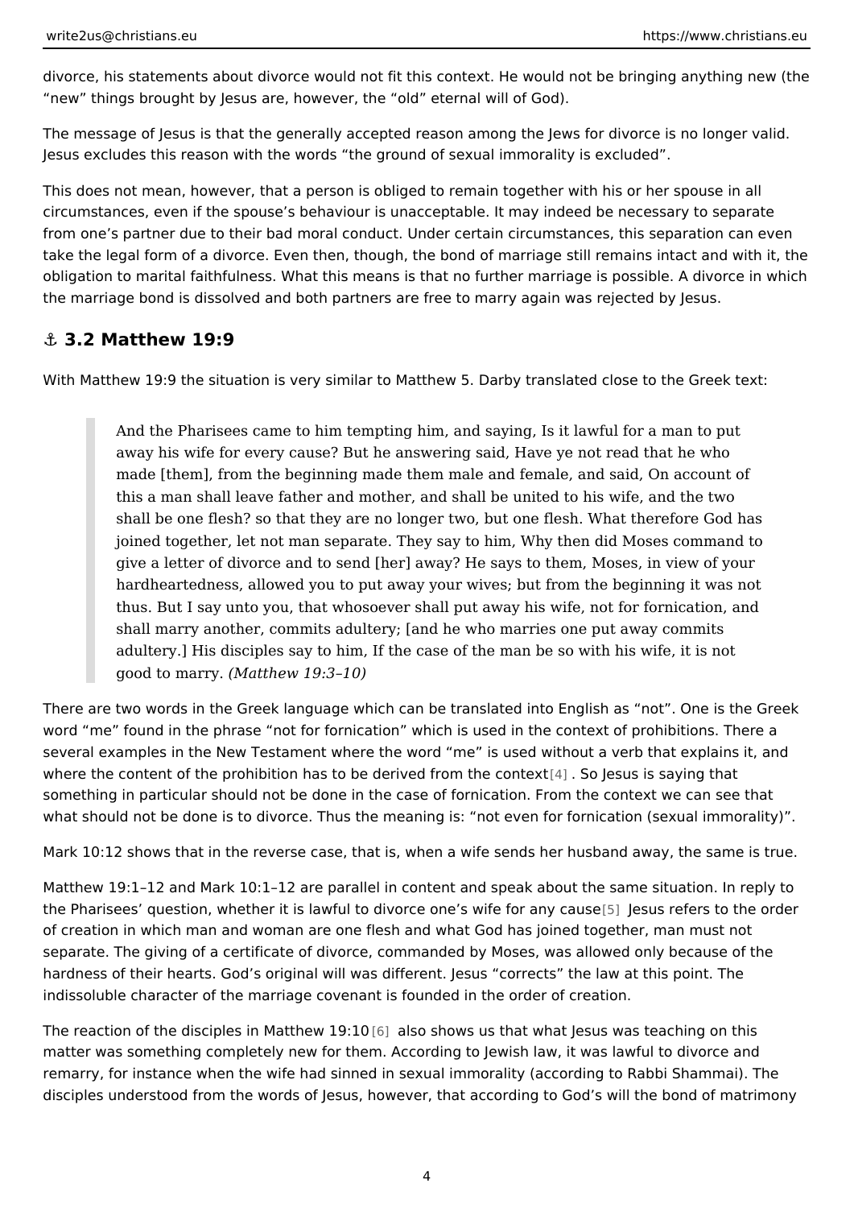divorce, his statements about divorce would not fit this context. He would not be bringing anything new (the "new" things brought by Jesus are, however, the "old" eternal will of God).

The message of Jesus is that the generally accepted reason among the Jews for divorce is no longer valid. Jesus excludes this reason with the words "the ground of sexual immorality is excluded".

This does not mean, however, that a person is obliged to remain together with his or her spouse in all circumstances, even if the spouse's behaviour is unacceptable. It may indeed be necessary to separate from one's partner due to their bad moral conduct. Under certain circumstances, this separation can even take the legal form of a divorce. Even then, though, the bond of marriage still remains intact and with it, the obligation to marital faithfulness. What this means is that no further marriage is possible. A divorce in which the marriage bond is dissolved and both partners are free to marry again was rejected by Jesus.

## ⚓ 3.2 Matthew 19:9

With Matthew 19:9 the situation is very similar to Matthew 5. Darby translated close to the Greek text:

> And the Pharisees came to him tempting him, and saying, Is it lawful for a man to put away his wife for every cause? But he answering said, Have ye not read that he who made [them], from the beginning made them male and female, and said, On account of this a man shall leave father and mother, and shall be united to his wife, and the two shall be one flesh? so that they are no longer two, but one flesh. What therefore God has joined together, let not man separate. They say to him, Why then did Moses command to give a letter of divorce and to send [her] away? He says to them, Moses, in view of your hardheartedness, allowed you to put away your wives; but from the beginning it was not thus. But I say unto you, that whosoever shall put away his wife, not for fornication, and shall marry another, commits adultery; [and he who marries one put away commits adultery.] His disciples say to him, If the case of the man be so with his wife, it is not good to marry. *(Matthew 19:3–10)*

There are two words in the Greek language which can be translated into English as "not". One is the Greek word "me" found in the phrase "not for fornication" which is used in the context of prohibitions. There a several examples in the New Testament where the word "me" is used without a verb that explains it, and where the content of the prohibition has to be derived from the context[4]. So Jesus is saying that something in particular should not be done in the case of fornication. From the context we can see that what should not be done is to divorce. Thus the meaning is: "not even for fornication (sexual immorality)".

Mark 10:12 shows that in the reverse case, that is, when a wife sends her husband away, the same is true.

Matthew 19:1–12 and Mark 10:1–12 are parallel in content and speak about the same situation. In reply to the Pharisees' question, whether it is lawful to divorce one's wife for any cause[5] Jesus refers to the order of creation in which man and woman are one flesh and what God has joined together, man must not separate. The giving of a certificate of divorce, commanded by Moses, was allowed only because of the hardness of their hearts. God's original will was different. Jesus "corrects" the law at this point. The indissoluble character of the marriage covenant is founded in the order of creation.

The reaction of the disciples in Matthew 19:10[6] also shows us that what Jesus was teaching on this matter was something completely new for them. According to Jewish law, it was lawful to divorce and remarry, for instance when the wife had sinned in sexual immorality (according to Rabbi Shammai). The disciples understood from the words of Jesus, however, that according to God's will the bond of matrimony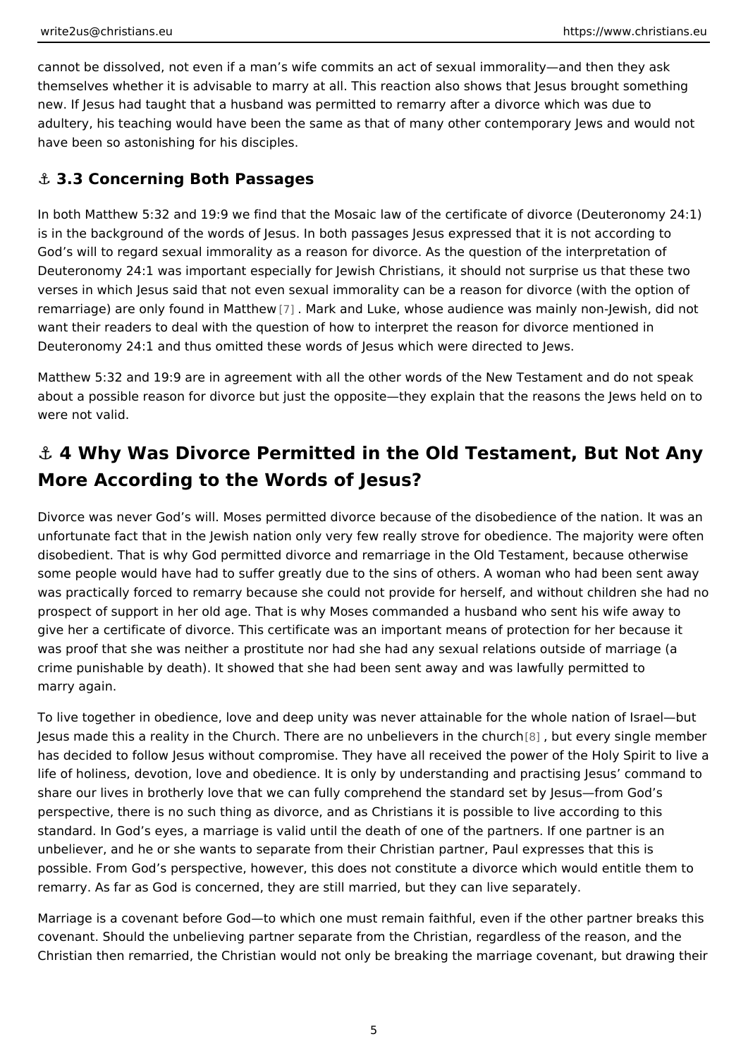cannot be dissolved, not even if a man's wife commits an act of sexual immorality—and then they ask themselves whether it is advisable to marry at all. This reaction also shows that Jesus brought something new. If Jesus had taught that a husband was permitted to remarry after a divorce which was due to adultery, his teaching would have been the same as that of many other contemporary Jews and would not have been so astonishing for his disciples.

### ⚓ 3.3 Concerning Both Passages

In both Matthew 5:32 and 19:9 we find that the Mosaic law of the certificate of divorce (Deuteronomy 24:1) is in the background of the words of Jesus. In both passages Jesus expressed that it is not according to God's will to regard sexual immorality as a reason for divorce. As the question of the interpretation of Deuteronomy 24:1 was important especially for Jewish Christians, it should not surprise us that these two verses in which Jesus said that not even sexual immorality can be a reason for divorce (with the option of remarriage) are only found in Matthew [7]. Mark and Luke, whose audience was mainly non-Jewish, did not want their readers to deal with the question of how to interpret the reason for divorce mentioned in Deuteronomy 24:1 and thus omitted these words of Jesus which were directed to Jews.

Matthew 5:32 and 19:9 are in agreement with all the other words of the New Testament and do not speak about a possible reason for divorce but just the opposite—they explain that the reasons the Jews held on to were not valid.

## ⚓ 4 Why Was Divorce Permitted in the Old Testament, But Not Any More According to the Words of Jesus?

Divorce was never God's will. Moses permitted divorce because of the disobedience of the nation. It was an unfortunate fact that in the Jewish nation only very few really strove for obedience. The majority were often disobedient. That is why God permitted divorce and remarriage in the Old Testament, because otherwise some people would have had to suffer greatly due to the sins of others. A woman who had been sent away was practically forced to remarry because she could not provide for herself, and without children she had no prospect of support in her old age. That is why Moses commanded a husband who sent his wife away to give her a certificate of divorce. This certificate was an important means of protection for her because it was proof that she was neither a prostitute nor had she had any sexual relations outside of marriage (a crime punishable by death). It showed that she had been sent away and was lawfully permitted to marry again.

To live together in obedience, love and deep unity was never attainable for the whole nation of Israel—but Jesus made this a reality in the Church. There are no unbelievers in the church [8], but every single member has decided to follow Jesus without compromise. They have all received the power of the Holy Spirit to live a life of holiness, devotion, love and obedience. It is only by understanding and practising Jesus' command to share our lives in brotherly love that we can fully comprehend the standard set by Jesus—from God's perspective, there is no such thing as divorce, and as Christians it is possible to live according to this standard. In God's eyes, a marriage is valid until the death of one of the partners. If one partner is an unbeliever, and he or she wants to separate from their Christian partner, Paul expresses that this is possible. From God's perspective, however, this does not constitute a divorce which would entitle them to remarry. As far as God is concerned, they are still married, but they can live separately.

Marriage is a covenant before God—to which one must remain faithful, even if the other partner breaks this covenant. Should the unbelieving partner separate from the Christian, regardless of the reason, and the Christian then remarried, the Christian would not only be breaking the marriage covenant, but drawing their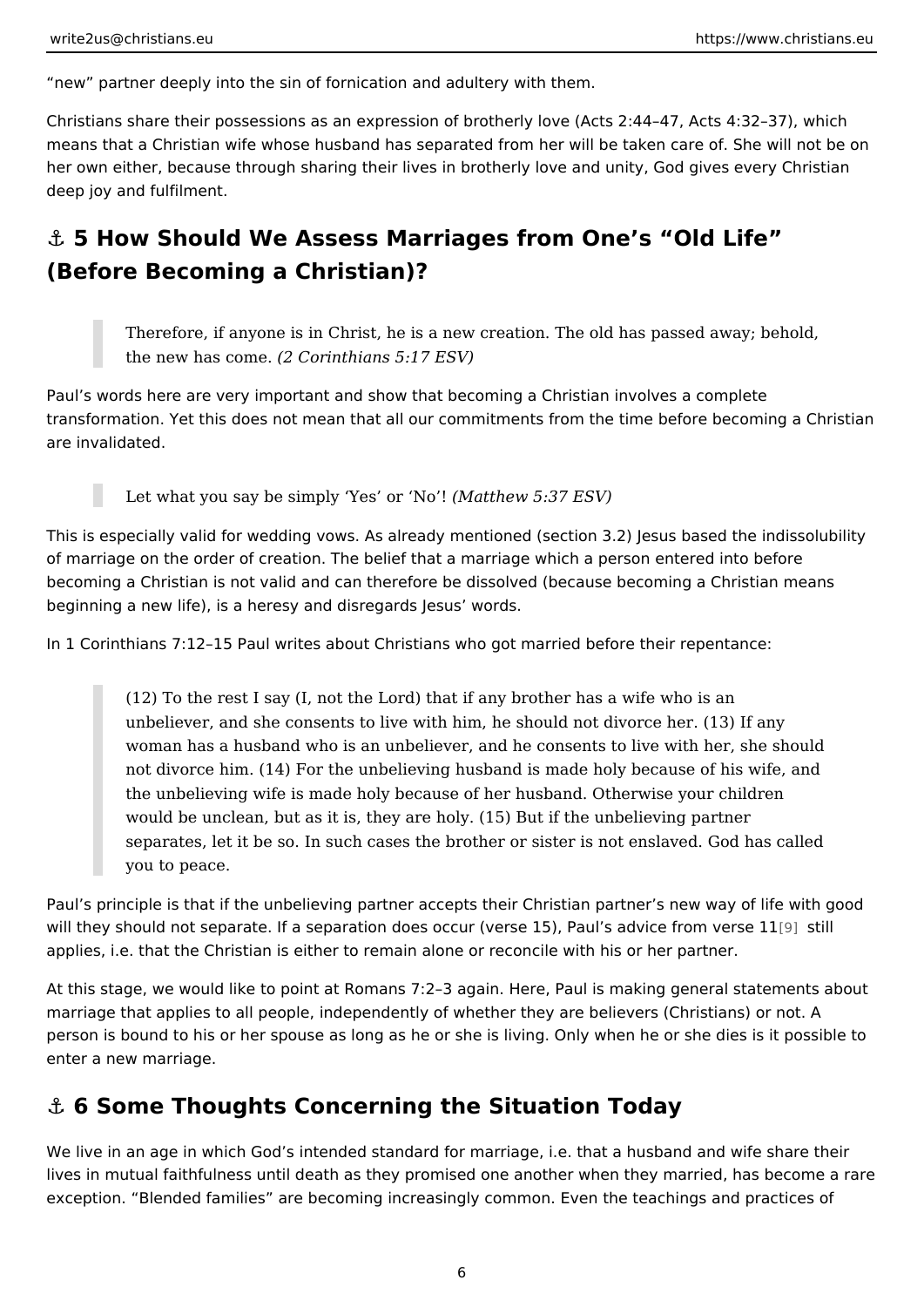“new” partner deeply into the sin of fornication and adultery with them.

Christians share their possessions as an expression of brotherly love (Acts 2:44–47, Acts 4:32–37), which means that a Christian wife whose husband has separated from her will be taken care of. She will not be on her own either, because through sharing their lives in brotherly love and unity, God gives every Christian deep joy and fulfilment.

## ⚓ 5 How Should We Assess Marriages from One’s “Old Life” (Before Becoming a Christian)?

> Therefore, if anyone is in Christ, he is a new creation. The old has passed away; behold, the new has come. *(2 Corinthians 5:17 ESV)*

Paul’s words here are very important and show that becoming a Christian involves a complete transformation. Yet this does not mean that all our commitments from the time before becoming a Christian are invalidated.

> Let what you say be simply ‘Yes’ or ‘No’! *(Matthew 5:37 ESV)*

This is especially valid for wedding vows. As already mentioned (section 3.2) Jesus based the indissolubility of marriage on the order of creation. The belief that a marriage which a person entered into before becoming a Christian is not valid and can therefore be dissolved (because becoming a Christian means beginning a new life), is a heresy and disregards Jesus’ words.

In 1 Corinthians 7:12–15 Paul writes about Christians who got married before their repentance:

> (12) To the rest I say (I, not the Lord) that if any brother has a wife who is an unbeliever, and she consents to live with him, he should not divorce her. (13) If any woman has a husband who is an unbeliever, and he consents to live with her, she should not divorce him. (14) For the unbelieving husband is made holy because of his wife, and the unbelieving wife is made holy because of her husband. Otherwise your children would be unclean, but as it is, they are holy. (15) But if the unbelieving partner separates, let it be so. In such cases the brother or sister is not enslaved. God has called you to peace.

Paul’s principle is that if the unbelieving partner accepts their Christian partner’s new way of life with good will they should not separate. If a separation does occur (verse 15), Paul’s advice from verse 11[9] still applies, i.e. that the Christian is either to remain alone or reconcile with his or her partner.

At this stage, we would like to point at Romans 7:2–3 again. Here, Paul is making general statements about marriage that applies to all people, independently of whether they are believers (Christians) or not. A person is bound to his or her spouse as long as he or she is living. Only when he or she dies is it possible to enter a new marriage.

## ⚓ 6 Some Thoughts Concerning the Situation Today

We live in an age in which God’s intended standard for marriage, i.e. that a husband and wife share their lives in mutual faithfulness until death as they promised one another when they married, has become a rare exception. “Blended families” are becoming increasingly common. Even the teachings and practices of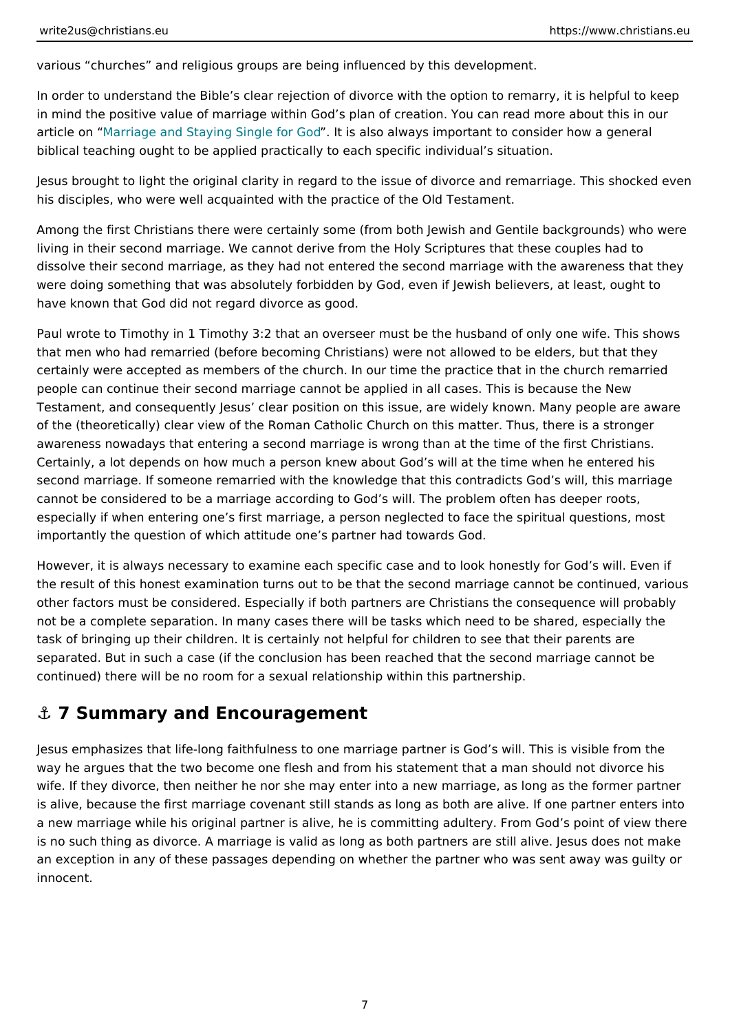various “churches” and religious groups are being influenced by this development.

In order to understand the Bible’s clear rejection of divorce with the option to remarry, it is helpful to keep in mind the positive value of marriage within God’s plan of creation. You can read more about this in our article on “Marriage and Staying Single for God”. It is also always important to consider how a general biblical teaching ought to be applied practically to each specific individual’s situation.

Jesus brought to light the original clarity in regard to the issue of divorce and remarriage. This shocked even his disciples, who were well acquainted with the practice of the Old Testament.

Among the first Christians there were certainly some (from both Jewish and Gentile backgrounds) who were living in their second marriage. We cannot derive from the Holy Scriptures that these couples had to dissolve their second marriage, as they had not entered the second marriage with the awareness that they were doing something that was absolutely forbidden by God, even if Jewish believers, at least, ought to have known that God did not regard divorce as good.

Paul wrote to Timothy in 1 Timothy 3:2 that an overseer must be the husband of only one wife. This shows that men who had remarried (before becoming Christians) were not allowed to be elders, but that they certainly were accepted as members of the church. In our time the practice that in the church remarried people can continue their second marriage cannot be applied in all cases. This is because the New Testament, and consequently Jesus’ clear position on this issue, are widely known. Many people are aware of the (theoretically) clear view of the Roman Catholic Church on this matter. Thus, there is a stronger awareness nowadays that entering a second marriage is wrong than at the time of the first Christians. Certainly, a lot depends on how much a person knew about God’s will at the time when he entered his second marriage. If someone remarried with the knowledge that this contradicts God’s will, this marriage cannot be considered to be a marriage according to God’s will. The problem often has deeper roots, especially if when entering one’s first marriage, a person neglected to face the spiritual questions, most importantly the question of which attitude one’s partner had towards God.

However, it is always necessary to examine each specific case and to look honestly for God’s will. Even if the result of this honest examination turns out to be that the second marriage cannot be continued, various other factors must be considered. Especially if both partners are Christians the consequence will probably not be a complete separation. In many cases there will be tasks which need to be shared, especially the task of bringing up their children. It is certainly not helpful for children to see that their parents are separated. But in such a case (if the conclusion has been reached that the second marriage cannot be continued) there will be no room for a sexual relationship within this partnership.

## ⚓ 7 Summary and Encouragement

Jesus emphasizes that life-long faithfulness to one marriage partner is God’s will. This is visible from the way he argues that the two become one flesh and from his statement that a man should not divorce his wife. If they divorce, then neither he nor she may enter into a new marriage, as long as the former partner is alive, because the first marriage covenant still stands as long as both are alive. If one partner enters into a new marriage while his original partner is alive, he is committing adultery. From God’s point of view there is no such thing as divorce. A marriage is valid as long as both partners are still alive. Jesus does not make an exception in any of these passages depending on whether the partner who was sent away was guilty or innocent.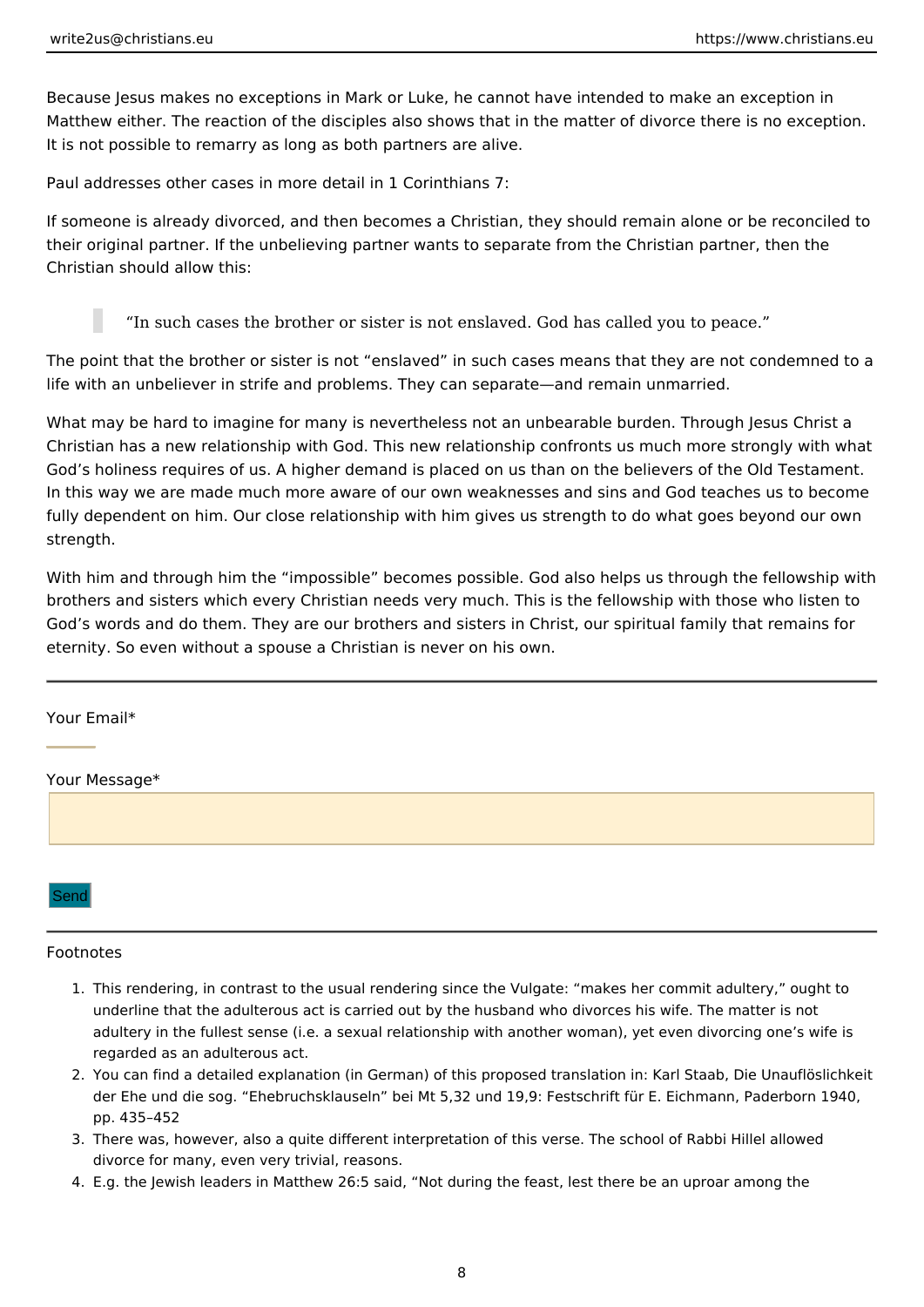Because Jesus makes no exceptions in Mark or Luke, he cannot have intended to make an exception in Matthew either. The reaction of the disciples also shows that in the matter of divorce there is no exception. It is not possible to remarry as long as both partners are alive.

Paul addresses other cases in more detail in 1 Corinthians 7:

If someone is already divorced, and then becomes a Christian, they should remain alone or be reconciled to their original partner. If the unbelieving partner wants to separate from the Christian partner, then the Christian should allow this:

> "In such cases the brother or sister is not enslaved. God has called you to peace."

The point that the brother or sister is not "enslaved" in such cases means that they are not condemned to a life with an unbeliever in strife and problems. They can separate—and remain unmarried.

What may be hard to imagine for many is nevertheless not an unbearable burden. Through Jesus Christ a Christian has a new relationship with God. This new relationship confronts us much more strongly with what God's holiness requires of us. A higher demand is placed on us than on the believers of the Old Testament. In this way we are made much more aware of our own weaknesses and sins and God teaches us to become fully dependent on him. Our close relationship with him gives us strength to do what goes beyond our own strength.

With him and through him the "impossible" becomes possible. God also helps us through the fellowship with brothers and sisters which every Christian needs very much. This is the fellowship with those who listen to God's words and do them. They are our brothers and sisters in Christ, our spiritual family that remains for eternity. So even without a spouse a Christian is never on his own.

---

Your Email*

Your Message*

Send

---

Footnotes

1. This rendering, in contrast to the usual rendering since the Vulgate: "makes her commit adultery," ought to underline that the adulterous act is carried out by the husband who divorces his wife. The matter is not adultery in the fullest sense (i.e. a sexual relationship with another woman), yet even divorcing one's wife is regarded as an adulterous act.
2. You can find a detailed explanation (in German) of this proposed translation in: Karl Staab, Die Unauflöslichkeit der Ehe und die sog. "Ehebruchsklauseln" bei Mt 5,32 und 19,9: Festschrift für E. Eichmann, Paderborn 1940, pp. 435–452
3. There was, however, also a quite different interpretation of this verse. The school of Rabbi Hillel allowed divorce for many, even very trivial, reasons.
4. E.g. the Jewish leaders in Matthew 26:5 said, "Not during the feast, lest there be an uproar among the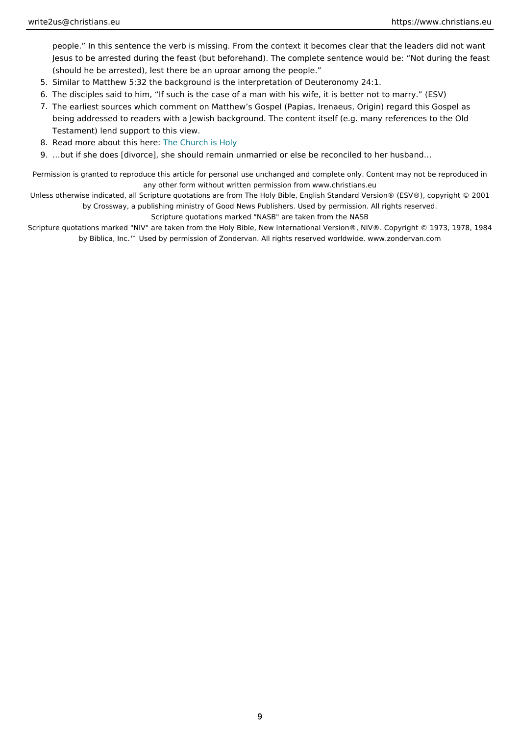people." In this sentence the verb is missing. From the context it becomes clear that the leaders did not want Jesus to be arrested during the feast (but beforehand). The complete sentence would be: "Not during the feast (should he be arrested), lest there be an uproar among the people."

5. Similar to Matthew 5:32 the background is the interpretation of Deuteronomy 24:1.
6. The disciples said to him, "If such is the case of a man with his wife, it is better not to marry." (ESV)
7. The earliest sources which comment on Matthew's Gospel (Papias, Irenaeus, Origin) regard this Gospel as being addressed to readers with a Jewish background. The content itself (e.g. many references to the Old Testament) lend support to this view.
8. Read more about this here: The Church is Holy
9. …but if she does [divorce], she should remain unmarried or else be reconciled to her husband…

Permission is granted to reproduce this article for personal use unchanged and complete only. Content may not be reproduced in any other form without written permission from www.christians.eu

Unless otherwise indicated, all Scripture quotations are from The Holy Bible, English Standard Version® (ESV®), copyright © 2001 by Crossway, a publishing ministry of Good News Publishers. Used by permission. All rights reserved.

Scripture quotations marked "NASB" are taken from the NASB

Scripture quotations marked "NIV" are taken from the Holy Bible, New International Version®, NIV®. Copyright © 1973, 1978, 1984 by Biblica, Inc.™ Used by permission of Zondervan. All rights reserved worldwide. www.zondervan.com